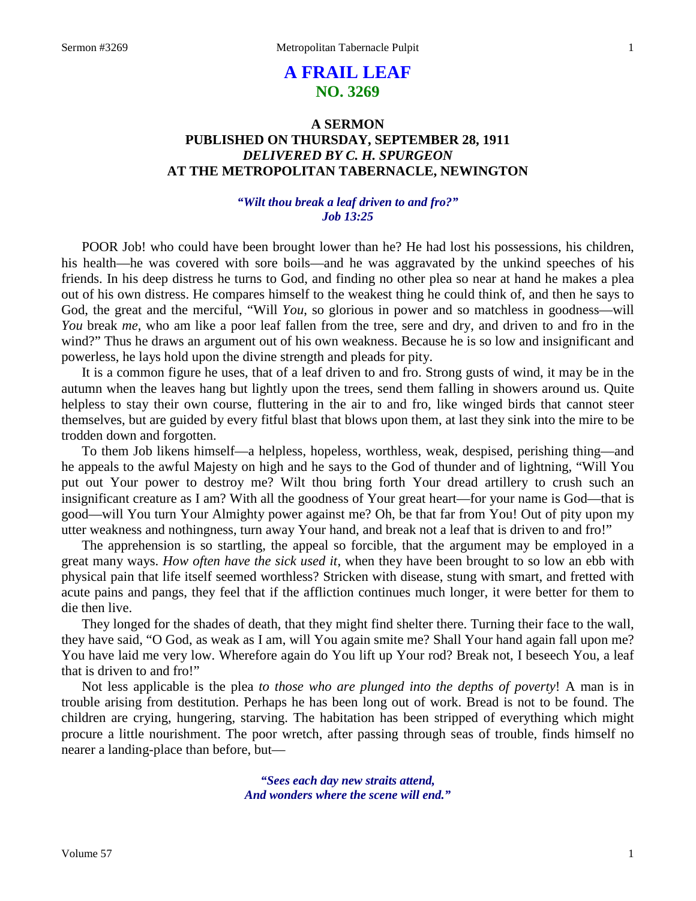# A FRAIL LEAF
## NO. 3269

### A SERMON
### PUBLISHED ON THURSDAY, SEPTEMBER 28, 1911
### *DELIVERED BY C. H. SPURGEON*
### AT THE METROPOLITAN TABERNACLE, NEWINGTON

***"Wilt thou break a leaf driven to and fro?"***
***Job 13:25***

POOR Job! who could have been brought lower than he? He had lost his possessions, his children, his health—he was covered with sore boils—and he was aggravated by the unkind speeches of his friends. In his deep distress he turns to God, and finding no other plea so near at hand he makes a plea out of his own distress. He compares himself to the weakest thing he could think of, and then he says to God, the great and the merciful, "Will *You*, so glorious in power and so matchless in goodness—will *You* break *me*, who am like a poor leaf fallen from the tree, sere and dry, and driven to and fro in the wind?" Thus he draws an argument out of his own weakness. Because he is so low and insignificant and powerless, he lays hold upon the divine strength and pleads for pity.

It is a common figure he uses, that of a leaf driven to and fro. Strong gusts of wind, it may be in the autumn when the leaves hang but lightly upon the trees, send them falling in showers around us. Quite helpless to stay their own course, fluttering in the air to and fro, like winged birds that cannot steer themselves, but are guided by every fitful blast that blows upon them, at last they sink into the mire to be trodden down and forgotten.

To them Job likens himself—a helpless, hopeless, worthless, weak, despised, perishing thing—and he appeals to the awful Majesty on high and he says to the God of thunder and of lightning, "Will You put out Your power to destroy me? Wilt thou bring forth Your dread artillery to crush such an insignificant creature as I am? With all the goodness of Your great heart—for your name is God—that is good—will You turn Your Almighty power against me? Oh, be that far from You! Out of pity upon my utter weakness and nothingness, turn away Your hand, and break not a leaf that is driven to and fro!"

The apprehension is so startling, the appeal so forcible, that the argument may be employed in a great many ways. *How often have the sick used it*, when they have been brought to so low an ebb with physical pain that life itself seemed worthless? Stricken with disease, stung with smart, and fretted with acute pains and pangs, they feel that if the affliction continues much longer, it were better for them to die then live.

They longed for the shades of death, that they might find shelter there. Turning their face to the wall, they have said, "O God, as weak as I am, will You again smite me? Shall Your hand again fall upon me? You have laid me very low. Wherefore again do You lift up Your rod? Break not, I beseech You, a leaf that is driven to and fro!"

Not less applicable is the plea *to those who are plunged into the depths of poverty*! A man is in trouble arising from destitution. Perhaps he has been long out of work. Bread is not to be found. The children are crying, hungering, starving. The habitation has been stripped of everything which might procure a little nourishment. The poor wretch, after passing through seas of trouble, finds himself no nearer a landing-place than before, but—

> ***"Sees each day new straits attend,***
> ***And wonders where the scene will end."***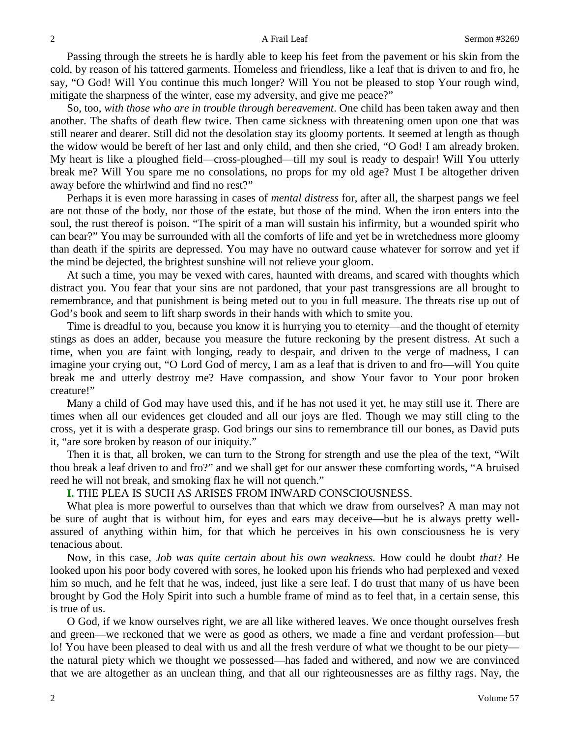Passing through the streets he is hardly able to keep his feet from the pavement or his skin from the cold, by reason of his tattered garments. Homeless and friendless, like a leaf that is driven to and fro, he say, "O God! Will You continue this much longer? Will You not be pleased to stop Your rough wind, mitigate the sharpness of the winter, ease my adversity, and give me peace?"

So, too, *with those who are in trouble through bereavement*. One child has been taken away and then another. The shafts of death flew twice. Then came sickness with threatening omen upon one that was still nearer and dearer. Still did not the desolation stay its gloomy portents. It seemed at length as though the widow would be bereft of her last and only child, and then she cried, "O God! I am already broken. My heart is like a ploughed field—cross-ploughed—till my soul is ready to despair! Will You utterly break me? Will You spare me no consolations, no props for my old age? Must I be altogether driven away before the whirlwind and find no rest?"

Perhaps it is even more harassing in cases of *mental distress* for, after all, the sharpest pangs we feel are not those of the body, nor those of the estate, but those of the mind. When the iron enters into the soul, the rust thereof is poison. "The spirit of a man will sustain his infirmity, but a wounded spirit who can bear?" You may be surrounded with all the comforts of life and yet be in wretchedness more gloomy than death if the spirits are depressed. You may have no outward cause whatever for sorrow and yet if the mind be dejected, the brightest sunshine will not relieve your gloom.

At such a time, you may be vexed with cares, haunted with dreams, and scared with thoughts which distract you. You fear that your sins are not pardoned, that your past transgressions are all brought to remembrance, and that punishment is being meted out to you in full measure. The threats rise up out of God's book and seem to lift sharp swords in their hands with which to smite you.

Time is dreadful to you, because you know it is hurrying you to eternity—and the thought of eternity stings as does an adder, because you measure the future reckoning by the present distress. At such a time, when you are faint with longing, ready to despair, and driven to the verge of madness, I can imagine your crying out, "O Lord God of mercy, I am as a leaf that is driven to and fro—will You quite break me and utterly destroy me? Have compassion, and show Your favor to Your poor broken creature!"

Many a child of God may have used this, and if he has not used it yet, he may still use it. There are times when all our evidences get clouded and all our joys are fled. Though we may still cling to the cross, yet it is with a desperate grasp. God brings our sins to remembrance till our bones, as David puts it, "are sore broken by reason of our iniquity."

Then it is that, all broken, we can turn to the Strong for strength and use the plea of the text, "Wilt thou break a leaf driven to and fro?" and we shall get for our answer these comforting words, "A bruised reed he will not break, and smoking flax he will not quench."

**I.** THE PLEA IS SUCH AS ARISES FROM INWARD CONSCIOUSNESS.

What plea is more powerful to ourselves than that which we draw from ourselves? A man may not be sure of aught that is without him, for eyes and ears may deceive—but he is always pretty well-assured of anything within him, for that which he perceives in his own consciousness he is very tenacious about.

Now, in this case, *Job was quite certain about his own weakness.* How could he doubt *that*? He looked upon his poor body covered with sores, he looked upon his friends who had perplexed and vexed him so much, and he felt that he was, indeed, just like a sere leaf. I do trust that many of us have been brought by God the Holy Spirit into such a humble frame of mind as to feel that, in a certain sense, this is true of us.

O God, if we know ourselves right, we are all like withered leaves. We once thought ourselves fresh and green—we reckoned that we were as good as others, we made a fine and verdant profession—but lo! You have been pleased to deal with us and all the fresh verdure of what we thought to be our piety—the natural piety which we thought we possessed—has faded and withered, and now we are convinced that we are altogether as an unclean thing, and that all our righteousnesses are as filthy rags. Nay, the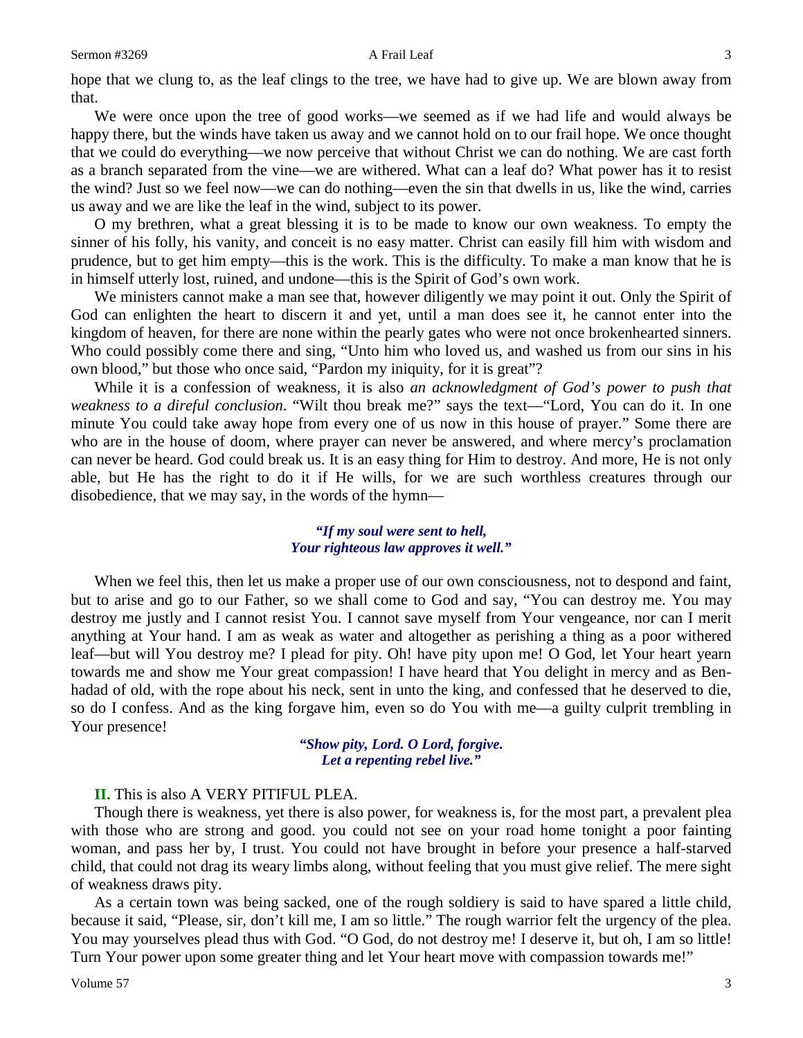hope that we clung to, as the leaf clings to the tree, we have had to give up. We are blown away from that.

We were once upon the tree of good works—we seemed as if we had life and would always be happy there, but the winds have taken us away and we cannot hold on to our frail hope. We once thought that we could do everything—we now perceive that without Christ we can do nothing. We are cast forth as a branch separated from the vine—we are withered. What can a leaf do? What power has it to resist the wind? Just so we feel now—we can do nothing—even the sin that dwells in us, like the wind, carries us away and we are like the leaf in the wind, subject to its power.

O my brethren, what a great blessing it is to be made to know our own weakness. To empty the sinner of his folly, his vanity, and conceit is no easy matter. Christ can easily fill him with wisdom and prudence, but to get him empty—this is the work. This is the difficulty. To make a man know that he is in himself utterly lost, ruined, and undone—this is the Spirit of God's own work.

We ministers cannot make a man see that, however diligently we may point it out. Only the Spirit of God can enlighten the heart to discern it and yet, until a man does see it, he cannot enter into the kingdom of heaven, for there are none within the pearly gates who were not once brokenhearted sinners. Who could possibly come there and sing, "Unto him who loved us, and washed us from our sins in his own blood," but those who once said, "Pardon my iniquity, for it is great"?

While it is a confession of weakness, it is also *an acknowledgment of God's power to push that weakness to a direful conclusion*. "Wilt thou break me?" says the text—"Lord, You can do it. In one minute You could take away hope from every one of us now in this house of prayer." Some there are who are in the house of doom, where prayer can never be answered, and where mercy's proclamation can never be heard. God could break us. It is an easy thing for Him to destroy. And more, He is not only able, but He has the right to do it if He wills, for we are such worthless creatures through our disobedience, that we may say, in the words of the hymn—

> ***"If my soul were sent to hell,***
> ***Your righteous law approves it well."***

When we feel this, then let us make a proper use of our own consciousness, not to despond and faint, but to arise and go to our Father, so we shall come to God and say, "You can destroy me. You may destroy me justly and I cannot resist You. I cannot save myself from Your vengeance, nor can I merit anything at Your hand. I am as weak as water and altogether as perishing a thing as a poor withered leaf—but will You destroy me? I plead for pity. Oh! have pity upon me! O God, let Your heart yearn towards me and show me Your great compassion! I have heard that You delight in mercy and as Ben-hadad of old, with the rope about his neck, sent in unto the king, and confessed that he deserved to die, so do I confess. And as the king forgave him, even so do You with me—a guilty culprit trembling in Your presence!

> ***"Show pity, Lord. O Lord, forgive.***
> ***Let a repenting rebel live."***

**II.** This is also A VERY PITIFUL PLEA.

Though there is weakness, yet there is also power, for weakness is, for the most part, a prevalent plea with those who are strong and good. you could not see on your road home tonight a poor fainting woman, and pass her by, I trust. You could not have brought in before your presence a half-starved child, that could not drag its weary limbs along, without feeling that you must give relief. The mere sight of weakness draws pity.

As a certain town was being sacked, one of the rough soldiery is said to have spared a little child, because it said, "Please, sir, don't kill me, I am so little." The rough warrior felt the urgency of the plea. You may yourselves plead thus with God. "O God, do not destroy me! I deserve it, but oh, I am so little! Turn Your power upon some greater thing and let Your heart move with compassion towards me!"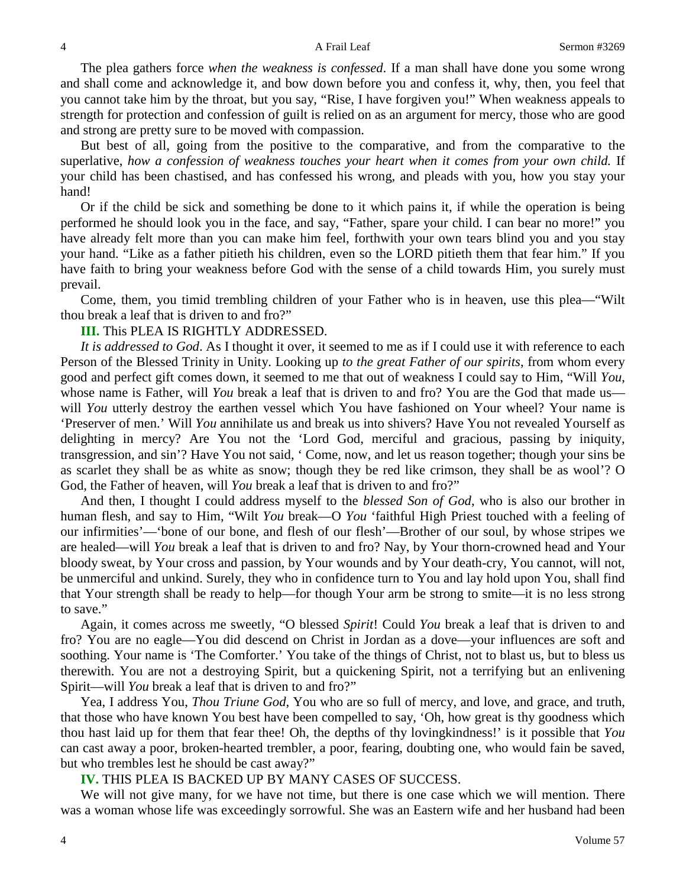The plea gathers force *when the weakness is confessed*. If a man shall have done you some wrong and shall come and acknowledge it, and bow down before you and confess it, why, then, you feel that you cannot take him by the throat, but you say, "Rise, I have forgiven you!" When weakness appeals to strength for protection and confession of guilt is relied on as an argument for mercy, those who are good and strong are pretty sure to be moved with compassion.

But best of all, going from the positive to the comparative, and from the comparative to the superlative, *how a confession of weakness touches your heart when it comes from your own child.* If your child has been chastised, and has confessed his wrong, and pleads with you, how you stay your hand!

Or if the child be sick and something be done to it which pains it, if while the operation is being performed he should look you in the face, and say, "Father, spare your child. I can bear no more!" you have already felt more than you can make him feel, forthwith your own tears blind you and you stay your hand. "Like as a father pitieth his children, even so the LORD pitieth them that fear him." If you have faith to bring your weakness before God with the sense of a child towards Him, you surely must prevail.

Come, them, you timid trembling children of your Father who is in heaven, use this plea—"Wilt thou break a leaf that is driven to and fro?"

**III.** This PLEA IS RIGHTLY ADDRESSED.

*It is addressed to God*. As I thought it over, it seemed to me as if I could use it with reference to each Person of the Blessed Trinity in Unity. Looking up *to the great Father of our spirits*, from whom every good and perfect gift comes down, it seemed to me that out of weakness I could say to Him, "Will *You*, whose name is Father, will *You* break a leaf that is driven to and fro? You are the God that made us—will *You* utterly destroy the earthen vessel which You have fashioned on Your wheel? Your name is 'Preserver of men.' Will *You* annihilate us and break us into shivers? Have You not revealed Yourself as delighting in mercy? Are You not the 'Lord God, merciful and gracious, passing by iniquity, transgression, and sin'? Have You not said, ' Come, now, and let us reason together; though your sins be as scarlet they shall be as white as snow; though they be red like crimson, they shall be as wool'? O God, the Father of heaven, will *You* break a leaf that is driven to and fro?"

And then, I thought I could address myself to the *blessed Son of God*, who is also our brother in human flesh, and say to Him, "Wilt *You* break—O *You* 'faithful High Priest touched with a feeling of our infirmities'—'bone of our bone, and flesh of our flesh'—Brother of our soul, by whose stripes we are healed—will *You* break a leaf that is driven to and fro? Nay, by Your thorn-crowned head and Your bloody sweat, by Your cross and passion, by Your wounds and by Your death-cry, You cannot, will not, be unmerciful and unkind. Surely, they who in confidence turn to You and lay hold upon You, shall find that Your strength shall be ready to help—for though Your arm be strong to smite—it is no less strong to save."

Again, it comes across me sweetly, "O blessed *Spirit*! Could *You* break a leaf that is driven to and fro? You are no eagle—You did descend on Christ in Jordan as a dove—your influences are soft and soothing. Your name is 'The Comforter.' You take of the things of Christ, not to blast us, but to bless us therewith. You are not a destroying Spirit, but a quickening Spirit, not a terrifying but an enlivening Spirit—will *You* break a leaf that is driven to and fro?"

Yea, I address You, *Thou Triune God*, You who are so full of mercy, and love, and grace, and truth, that those who have known You best have been compelled to say, 'Oh, how great is thy goodness which thou hast laid up for them that fear thee! Oh, the depths of thy lovingkindness!' is it possible that *You* can cast away a poor, broken-hearted trembler, a poor, fearing, doubting one, who would fain be saved, but who trembles lest he should be cast away?"

**IV.** THIS PLEA IS BACKED UP BY MANY CASES OF SUCCESS.

We will not give many, for we have not time, but there is one case which we will mention. There was a woman whose life was exceedingly sorrowful. She was an Eastern wife and her husband had been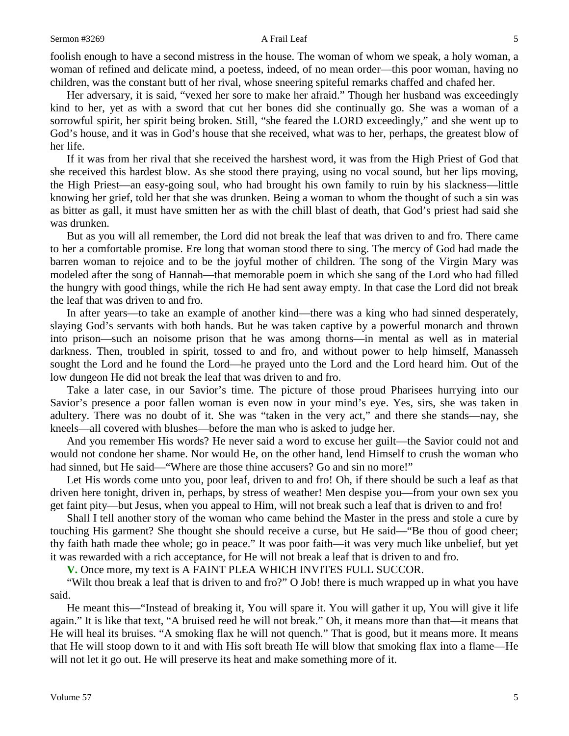foolish enough to have a second mistress in the house. The woman of whom we speak, a holy woman, a woman of refined and delicate mind, a poetess, indeed, of no mean order—this poor woman, having no children, was the constant butt of her rival, whose sneering spiteful remarks chaffed and chafed her.

Her adversary, it is said, "vexed her sore to make her afraid." Though her husband was exceedingly kind to her, yet as with a sword that cut her bones did she continually go. She was a woman of a sorrowful spirit, her spirit being broken. Still, "she feared the LORD exceedingly," and she went up to God's house, and it was in God's house that she received, what was to her, perhaps, the greatest blow of her life.

If it was from her rival that she received the harshest word, it was from the High Priest of God that she received this hardest blow. As she stood there praying, using no vocal sound, but her lips moving, the High Priest—an easy-going soul, who had brought his own family to ruin by his slackness—little knowing her grief, told her that she was drunken. Being a woman to whom the thought of such a sin was as bitter as gall, it must have smitten her as with the chill blast of death, that God's priest had said she was drunken.

But as you will all remember, the Lord did not break the leaf that was driven to and fro. There came to her a comfortable promise. Ere long that woman stood there to sing. The mercy of God had made the barren woman to rejoice and to be the joyful mother of children. The song of the Virgin Mary was modeled after the song of Hannah—that memorable poem in which she sang of the Lord who had filled the hungry with good things, while the rich He had sent away empty. In that case the Lord did not break the leaf that was driven to and fro.

In after years—to take an example of another kind—there was a king who had sinned desperately, slaying God's servants with both hands. But he was taken captive by a powerful monarch and thrown into prison—such an noisome prison that he was among thorns—in mental as well as in material darkness. Then, troubled in spirit, tossed to and fro, and without power to help himself, Manasseh sought the Lord and he found the Lord—he prayed unto the Lord and the Lord heard him. Out of the low dungeon He did not break the leaf that was driven to and fro.

Take a later case, in our Savior's time. The picture of those proud Pharisees hurrying into our Savior's presence a poor fallen woman is even now in your mind's eye. Yes, sirs, she was taken in adultery. There was no doubt of it. She was "taken in the very act," and there she stands—nay, she kneels—all covered with blushes—before the man who is asked to judge her.

And you remember His words? He never said a word to excuse her guilt—the Savior could not and would not condone her shame. Nor would He, on the other hand, lend Himself to crush the woman who had sinned, but He said—"Where are those thine accusers? Go and sin no more!"

Let His words come unto you, poor leaf, driven to and fro! Oh, if there should be such a leaf as that driven here tonight, driven in, perhaps, by stress of weather! Men despise you—from your own sex you get faint pity—but Jesus, when you appeal to Him, will not break such a leaf that is driven to and fro!

Shall I tell another story of the woman who came behind the Master in the press and stole a cure by touching His garment? She thought she should receive a curse, but He said—"Be thou of good cheer; thy faith hath made thee whole; go in peace." It was poor faith—it was very much like unbelief, but yet it was rewarded with a rich acceptance, for He will not break a leaf that is driven to and fro.

**V.** Once more, my text is A FAINT PLEA WHICH INVITES FULL SUCCOR.

"Wilt thou break a leaf that is driven to and fro?" O Job! there is much wrapped up in what you have said.

He meant this—"Instead of breaking it, You will spare it. You will gather it up, You will give it life again." It is like that text, "A bruised reed he will not break." Oh, it means more than that—it means that He will heal its bruises. "A smoking flax he will not quench." That is good, but it means more. It means that He will stoop down to it and with His soft breath He will blow that smoking flax into a flame—He will not let it go out. He will preserve its heat and make something more of it.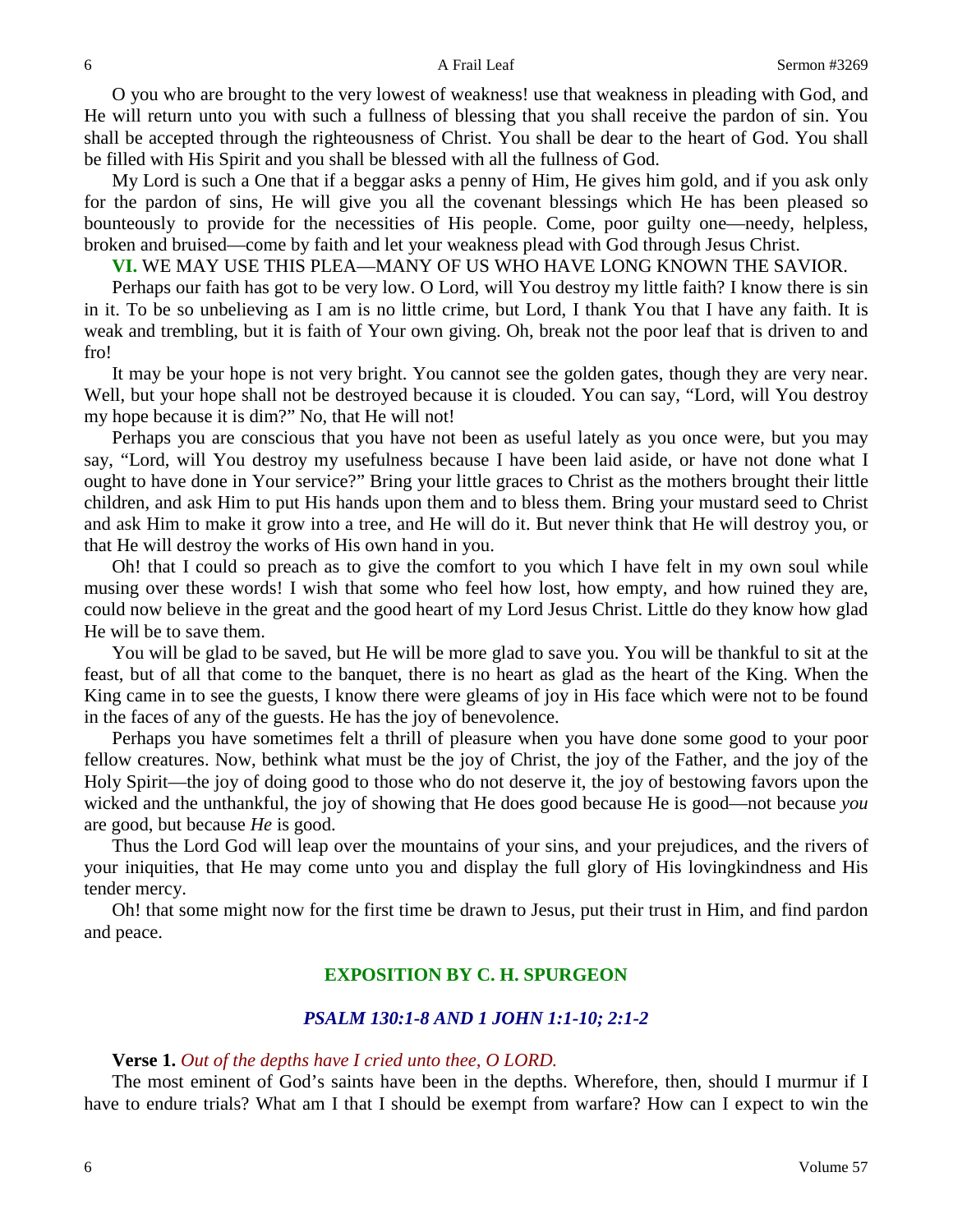O you who are brought to the very lowest of weakness! use that weakness in pleading with God, and He will return unto you with such a fullness of blessing that you shall receive the pardon of sin. You shall be accepted through the righteousness of Christ. You shall be dear to the heart of God. You shall be filled with His Spirit and you shall be blessed with all the fullness of God.

My Lord is such a One that if a beggar asks a penny of Him, He gives him gold, and if you ask only for the pardon of sins, He will give you all the covenant blessings which He has been pleased so bounteously to provide for the necessities of His people. Come, poor guilty one—needy, helpless, broken and bruised—come by faith and let your weakness plead with God through Jesus Christ.

**VI.** WE MAY USE THIS PLEA—MANY OF US WHO HAVE LONG KNOWN THE SAVIOR.

Perhaps our faith has got to be very low. O Lord, will You destroy my little faith? I know there is sin in it. To be so unbelieving as I am is no little crime, but Lord, I thank You that I have any faith. It is weak and trembling, but it is faith of Your own giving. Oh, break not the poor leaf that is driven to and fro!

It may be your hope is not very bright. You cannot see the golden gates, though they are very near. Well, but your hope shall not be destroyed because it is clouded. You can say, "Lord, will You destroy my hope because it is dim?" No, that He will not!

Perhaps you are conscious that you have not been as useful lately as you once were, but you may say, "Lord, will You destroy my usefulness because I have been laid aside, or have not done what I ought to have done in Your service?" Bring your little graces to Christ as the mothers brought their little children, and ask Him to put His hands upon them and to bless them. Bring your mustard seed to Christ and ask Him to make it grow into a tree, and He will do it. But never think that He will destroy you, or that He will destroy the works of His own hand in you.

Oh! that I could so preach as to give the comfort to you which I have felt in my own soul while musing over these words! I wish that some who feel how lost, how empty, and how ruined they are, could now believe in the great and the good heart of my Lord Jesus Christ. Little do they know how glad He will be to save them.

You will be glad to be saved, but He will be more glad to save you. You will be thankful to sit at the feast, but of all that come to the banquet, there is no heart as glad as the heart of the King. When the King came in to see the guests, I know there were gleams of joy in His face which were not to be found in the faces of any of the guests. He has the joy of benevolence.

Perhaps you have sometimes felt a thrill of pleasure when you have done some good to your poor fellow creatures. Now, bethink what must be the joy of Christ, the joy of the Father, and the joy of the Holy Spirit—the joy of doing good to those who do not deserve it, the joy of bestowing favors upon the wicked and the unthankful, the joy of showing that He does good because He is good—not because *you* are good, but because *He* is good.

Thus the Lord God will leap over the mountains of your sins, and your prejudices, and the rivers of your iniquities, that He may come unto you and display the full glory of His lovingkindness and His tender mercy.

Oh! that some might now for the first time be drawn to Jesus, put their trust in Him, and find pardon and peace.

## EXPOSITION BY C. H. SPURGEON

### *PSALM 130:1-8 AND 1 JOHN 1:1-10; 2:1-2*

**Verse 1.** *Out of the depths have I cried unto thee, O LORD.*

The most eminent of God's saints have been in the depths. Wherefore, then, should I murmur if I have to endure trials? What am I that I should be exempt from warfare? How can I expect to win the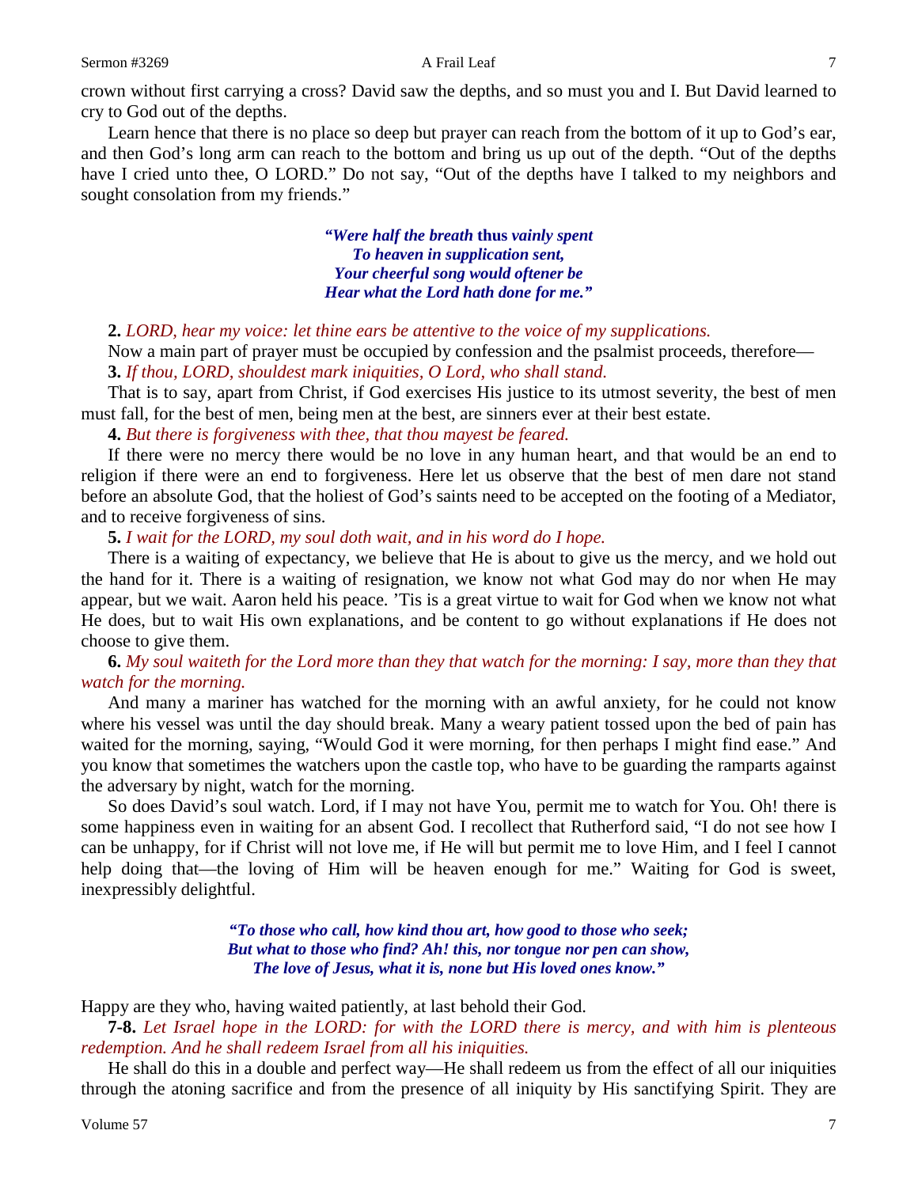crown without first carrying a cross? David saw the depths, and so must you and I. But David learned to cry to God out of the depths.

Learn hence that there is no place so deep but prayer can reach from the bottom of it up to God's ear, and then God's long arm can reach to the bottom and bring us up out of the depth. "Out of the depths have I cried unto thee, O LORD." Do not say, "Out of the depths have I talked to my neighbors and sought consolation from my friends."

> ***"Were half the breath* thus *vainly spent***
> ***To heaven in supplication sent,***
> ***Your cheerful song would oftener be***
> ***Hear what the Lord hath done for me."***

**2.** *LORD, hear my voice: let thine ears be attentive to the voice of my supplications.*

Now a main part of prayer must be occupied by confession and the psalmist proceeds, therefore—

**3.** *If thou, LORD, shouldest mark iniquities, O Lord, who shall stand.*

That is to say, apart from Christ, if God exercises His justice to its utmost severity, the best of men must fall, for the best of men, being men at the best, are sinners ever at their best estate.

**4.** *But there is forgiveness with thee, that thou mayest be feared.*

If there were no mercy there would be no love in any human heart, and that would be an end to religion if there were an end to forgiveness. Here let us observe that the best of men dare not stand before an absolute God, that the holiest of God's saints need to be accepted on the footing of a Mediator, and to receive forgiveness of sins.

**5.** *I wait for the LORD, my soul doth wait, and in his word do I hope.*

There is a waiting of expectancy, we believe that He is about to give us the mercy, and we hold out the hand for it. There is a waiting of resignation, we know not what God may do nor when He may appear, but we wait. Aaron held his peace. 'Tis is a great virtue to wait for God when we know not what He does, but to wait His own explanations, and be content to go without explanations if He does not choose to give them.

**6.** *My soul waiteth for the Lord more than they that watch for the morning: I say, more than they that watch for the morning.*

And many a mariner has watched for the morning with an awful anxiety, for he could not know where his vessel was until the day should break. Many a weary patient tossed upon the bed of pain has waited for the morning, saying, "Would God it were morning, for then perhaps I might find ease." And you know that sometimes the watchers upon the castle top, who have to be guarding the ramparts against the adversary by night, watch for the morning.

So does David's soul watch. Lord, if I may not have You, permit me to watch for You. Oh! there is some happiness even in waiting for an absent God. I recollect that Rutherford said, "I do not see how I can be unhappy, for if Christ will not love me, if He will but permit me to love Him, and I feel I cannot help doing that—the loving of Him will be heaven enough for me." Waiting for God is sweet, inexpressibly delightful.

> ***"To those who call, how kind thou art, how good to those who seek;***
> ***But what to those who find? Ah! this, nor tongue nor pen can show,***
> ***The love of Jesus, what it is, none but His loved ones know."***

Happy are they who, having waited patiently, at last behold their God.

**7-8.** *Let Israel hope in the LORD: for with the LORD there is mercy, and with him is plenteous redemption. And he shall redeem Israel from all his iniquities.*

He shall do this in a double and perfect way—He shall redeem us from the effect of all our iniquities through the atoning sacrifice and from the presence of all iniquity by His sanctifying Spirit. They are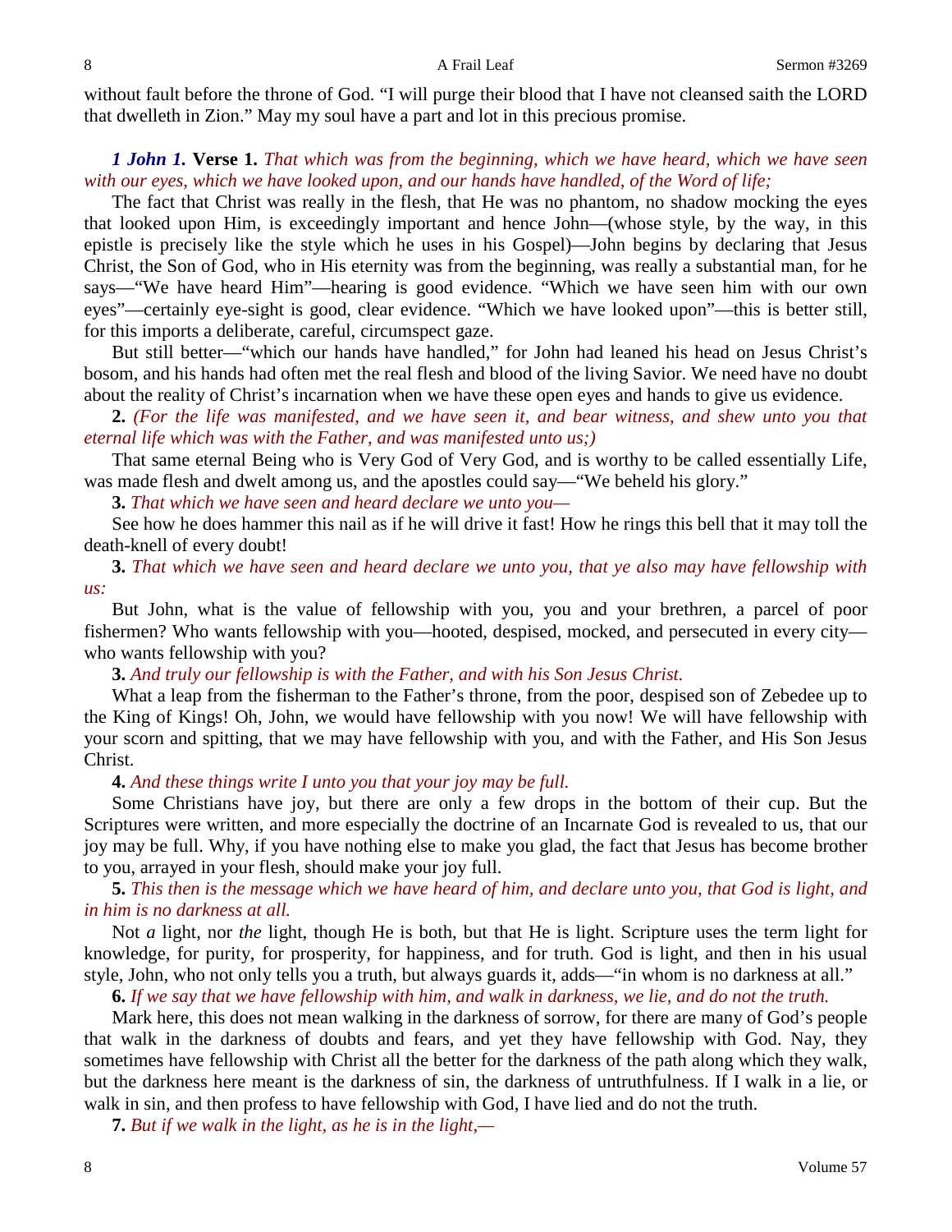without fault before the throne of God. "I will purge their blood that I have not cleansed saith the LORD that dwelleth in Zion." May my soul have a part and lot in this precious promise.

***1 John 1.*** **Verse 1.** *That which was from the beginning, which we have heard, which we have seen with our eyes, which we have looked upon, and our hands have handled, of the Word of life;*

The fact that Christ was really in the flesh, that He was no phantom, no shadow mocking the eyes that looked upon Him, is exceedingly important and hence John—(whose style, by the way, in this epistle is precisely like the style which he uses in his Gospel)—John begins by declaring that Jesus Christ, the Son of God, who in His eternity was from the beginning, was really a substantial man, for he says—"We have heard Him"—hearing is good evidence. "Which we have seen him with our own eyes"—certainly eye-sight is good, clear evidence. "Which we have looked upon"—this is better still, for this imports a deliberate, careful, circumspect gaze.

But still better—"which our hands have handled," for John had leaned his head on Jesus Christ's bosom, and his hands had often met the real flesh and blood of the living Savior. We need have no doubt about the reality of Christ's incarnation when we have these open eyes and hands to give us evidence.

**2.** *(For the life was manifested, and we have seen it, and bear witness, and shew unto you that eternal life which was with the Father, and was manifested unto us;)*

That same eternal Being who is Very God of Very God, and is worthy to be called essentially Life, was made flesh and dwelt among us, and the apostles could say—"We beheld his glory."

**3.** *That which we have seen and heard declare we unto you—*

See how he does hammer this nail as if he will drive it fast! How he rings this bell that it may toll the death-knell of every doubt!

**3.** *That which we have seen and heard declare we unto you, that ye also may have fellowship with us:*

But John, what is the value of fellowship with you, you and your brethren, a parcel of poor fishermen? Who wants fellowship with you—hooted, despised, mocked, and persecuted in every city—who wants fellowship with you?

**3.** *And truly our fellowship is with the Father, and with his Son Jesus Christ.*

What a leap from the fisherman to the Father's throne, from the poor, despised son of Zebedee up to the King of Kings! Oh, John, we would have fellowship with you now! We will have fellowship with your scorn and spitting, that we may have fellowship with you, and with the Father, and His Son Jesus Christ.

**4.** *And these things write I unto you that your joy may be full.*

Some Christians have joy, but there are only a few drops in the bottom of their cup. But the Scriptures were written, and more especially the doctrine of an Incarnate God is revealed to us, that our joy may be full. Why, if you have nothing else to make you glad, the fact that Jesus has become brother to you, arrayed in your flesh, should make your joy full.

**5.** *This then is the message which we have heard of him, and declare unto you, that God is light, and in him is no darkness at all.*

Not *a* light, nor *the* light, though He is both, but that He is light. Scripture uses the term light for knowledge, for purity, for prosperity, for happiness, and for truth. God is light, and then in his usual style, John, who not only tells you a truth, but always guards it, adds—"in whom is no darkness at all."

**6.** *If we say that we have fellowship with him, and walk in darkness, we lie, and do not the truth.*

Mark here, this does not mean walking in the darkness of sorrow, for there are many of God's people that walk in the darkness of doubts and fears, and yet they have fellowship with God. Nay, they sometimes have fellowship with Christ all the better for the darkness of the path along which they walk, but the darkness here meant is the darkness of sin, the darkness of untruthfulness. If I walk in a lie, or walk in sin, and then profess to have fellowship with God, I have lied and do not the truth.

**7.** *But if we walk in the light, as he is in the light,—*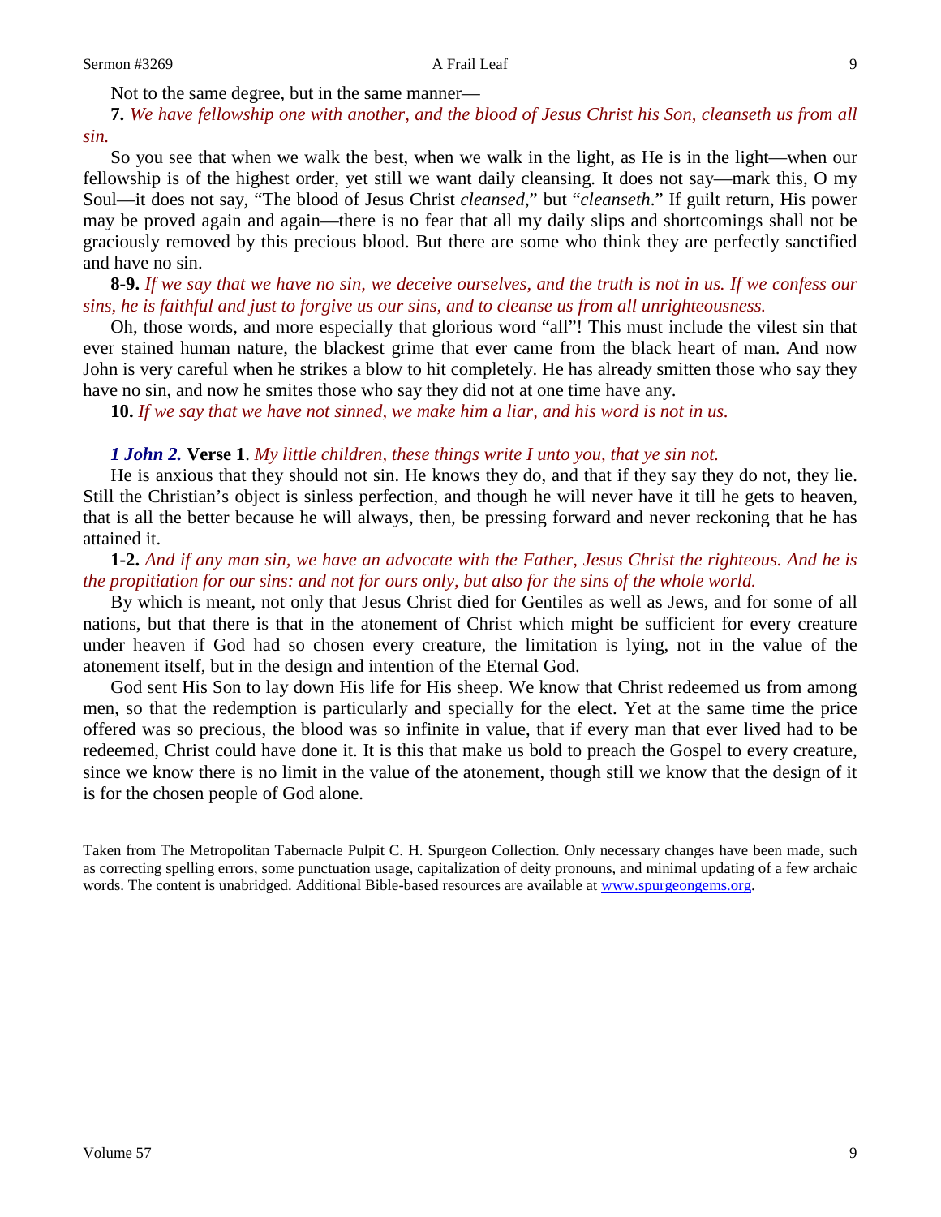Not to the same degree, but in the same manner—

**7.** *We have fellowship one with another, and the blood of Jesus Christ his Son, cleanseth us from all sin.*

So you see that when we walk the best, when we walk in the light, as He is in the light—when our fellowship is of the highest order, yet still we want daily cleansing. It does not say—mark this, O my Soul—it does not say, "The blood of Jesus Christ *cleansed*," but "*cleanseth*." If guilt return, His power may be proved again and again—there is no fear that all my daily slips and shortcomings shall not be graciously removed by this precious blood. But there are some who think they are perfectly sanctified and have no sin.

**8-9.** *If we say that we have no sin, we deceive ourselves, and the truth is not in us. If we confess our sins, he is faithful and just to forgive us our sins, and to cleanse us from all unrighteousness.*

Oh, those words, and more especially that glorious word "all"! This must include the vilest sin that ever stained human nature, the blackest grime that ever came from the black heart of man. And now John is very careful when he strikes a blow to hit completely. He has already smitten those who say they have no sin, and now he smites those who say they did not at one time have any.

**10.** *If we say that we have not sinned, we make him a liar, and his word is not in us.*

***1 John 2.*** **Verse 1**. *My little children, these things write I unto you, that ye sin not.*

He is anxious that they should not sin. He knows they do, and that if they say they do not, they lie. Still the Christian's object is sinless perfection, and though he will never have it till he gets to heaven, that is all the better because he will always, then, be pressing forward and never reckoning that he has attained it.

**1-2.** *And if any man sin, we have an advocate with the Father, Jesus Christ the righteous. And he is the propitiation for our sins: and not for ours only, but also for the sins of the whole world.*

By which is meant, not only that Jesus Christ died for Gentiles as well as Jews, and for some of all nations, but that there is that in the atonement of Christ which might be sufficient for every creature under heaven if God had so chosen every creature, the limitation is lying, not in the value of the atonement itself, but in the design and intention of the Eternal God.

God sent His Son to lay down His life for His sheep. We know that Christ redeemed us from among men, so that the redemption is particularly and specially for the elect. Yet at the same time the price offered was so precious, the blood was so infinite in value, that if every man that ever lived had to be redeemed, Christ could have done it. It is this that make us bold to preach the Gospel to every creature, since we know there is no limit in the value of the atonement, though still we know that the design of it is for the chosen people of God alone.

---

Taken from The Metropolitan Tabernacle Pulpit C. H. Spurgeon Collection. Only necessary changes have been made, such as correcting spelling errors, some punctuation usage, capitalization of deity pronouns, and minimal updating of a few archaic words. The content is unabridged. Additional Bible-based resources are available at www.spurgeongems.org.